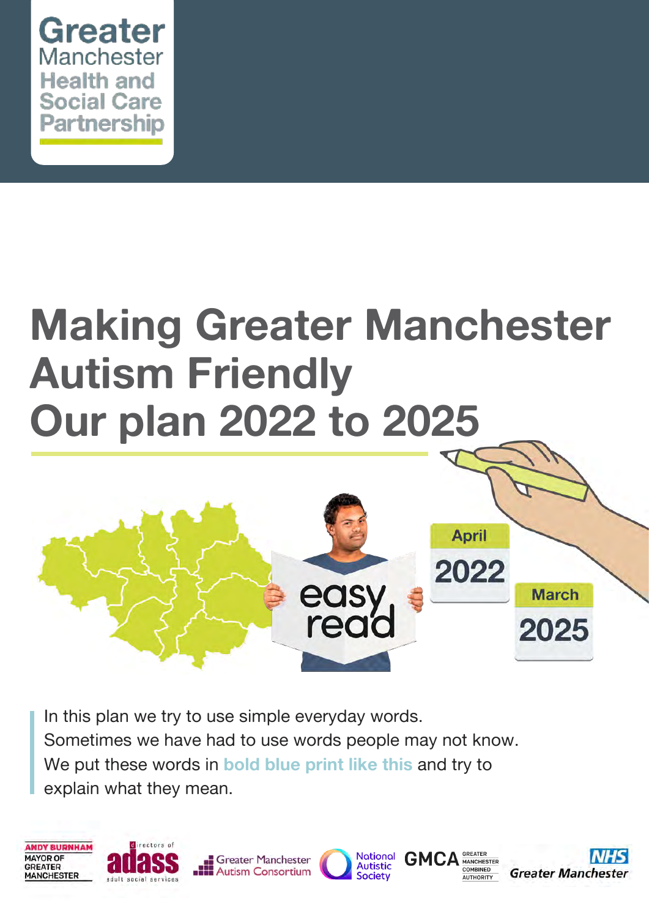Greater Manchester Health and Social Care Partnership

# Making Greater Manchester Autism Friendly Our plan 2022 to 2025

easy read

April 2022

March 2025

In this plan we try to use simple everyday words.
Sometimes we have had to use words people may not know.
We put these words in **bold blue print like this** and try to explain what they mean.

Andy Burnham Mayor of Greater Manchester | directors of adass adult social services | Greater Manchester Autism Consortium | National Autistic Society | GMCA Greater Manchester Combined Authority | NHS Greater Manchester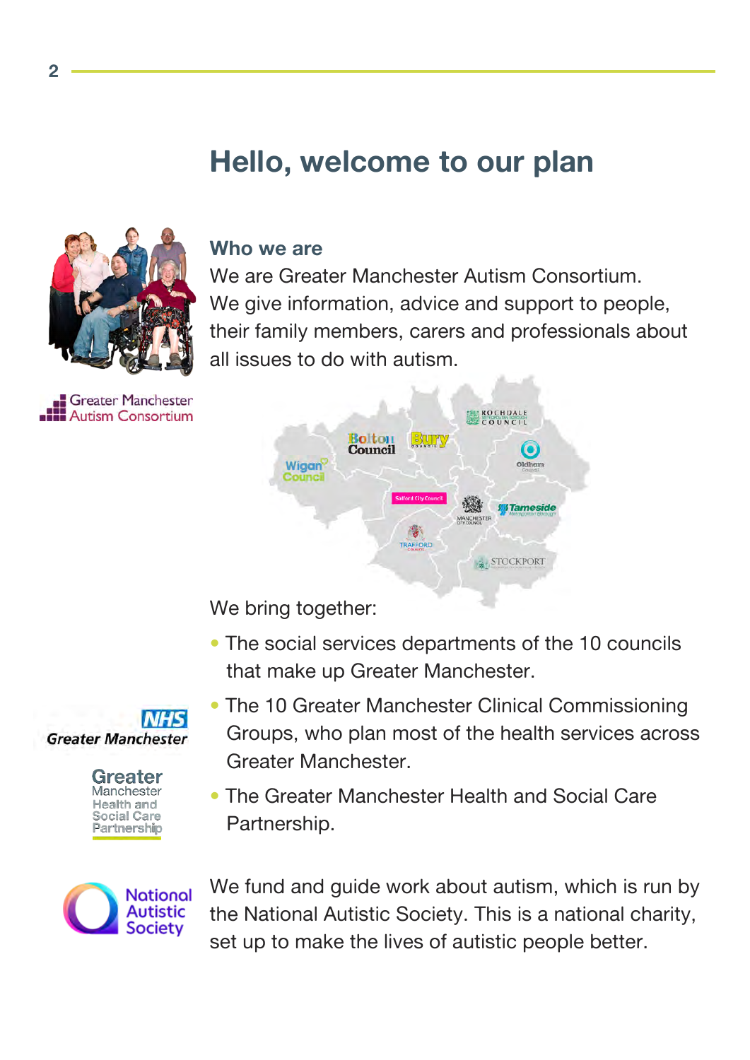# Hello, welcome to our plan

## Who we are

We are Greater Manchester Autism Consortium. We give information, advice and support to people, their family members, carers and professionals about all issues to do with autism.

We bring together:

- The social services departments of the 10 councils that make up Greater Manchester.
- The 10 Greater Manchester Clinical Commissioning Groups, who plan most of the health services across Greater Manchester.
- The Greater Manchester Health and Social Care Partnership.

We fund and guide work about autism, which is run by the National Autistic Society. This is a national charity, set up to make the lives of autistic people better.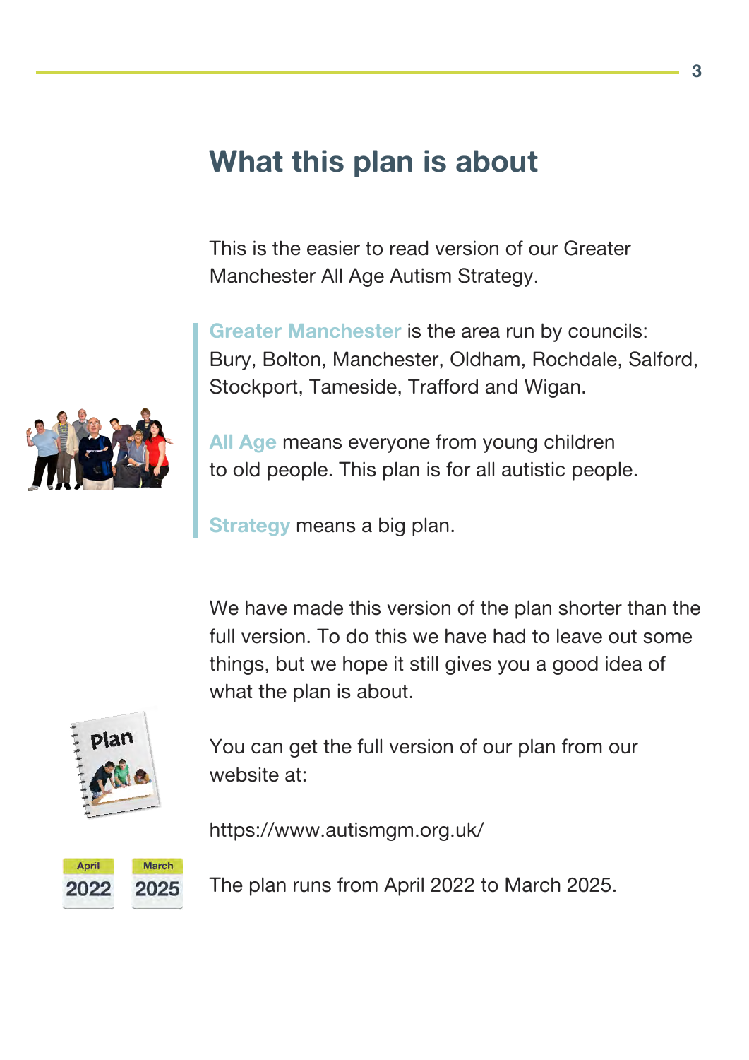# What this plan is about

This is the easier to read version of our Greater Manchester All Age Autism Strategy.

**Greater Manchester** is the area run by councils: Bury, Bolton, Manchester, Oldham, Rochdale, Salford, Stockport, Tameside, Trafford and Wigan.

**All Age** means everyone from young children to old people. This plan is for all autistic people.

**Strategy** means a big plan.

We have made this version of the plan shorter than the full version. To do this we have had to leave out some things, but we hope it still gives you a good idea of what the plan is about.

You can get the full version of our plan from our website at:

https://www.autismgm.org.uk/

The plan runs from April 2022 to March 2025.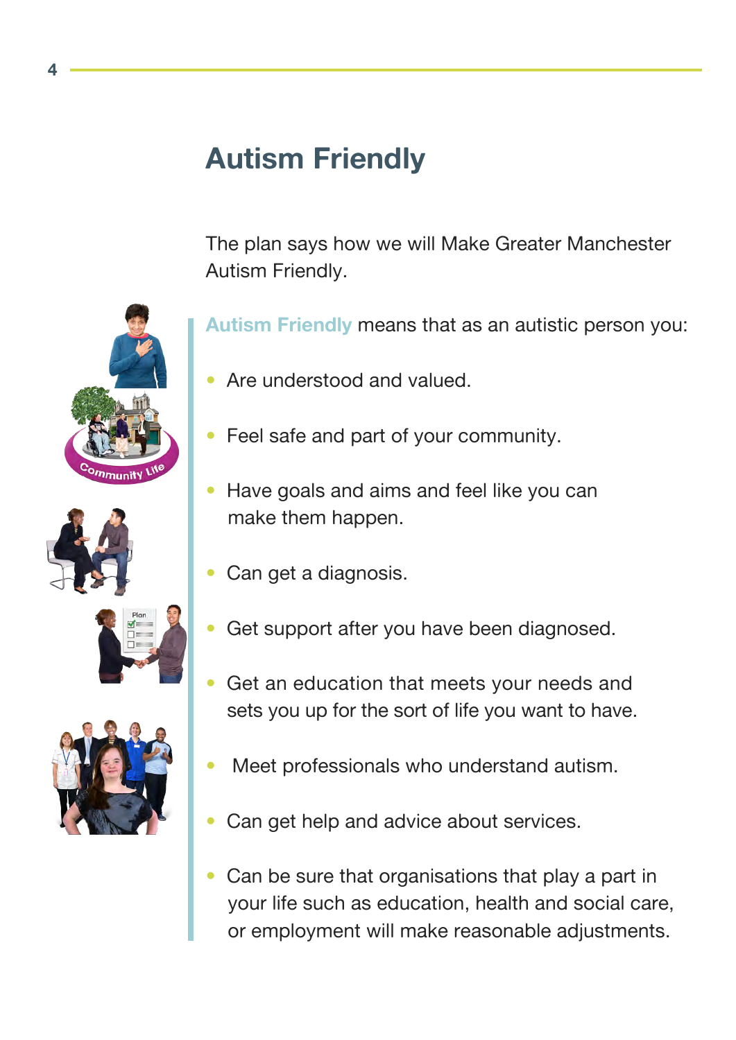# Autism Friendly

The plan says how we will Make Greater Manchester Autism Friendly.

**Autism Friendly** means that as an autistic person you:

- Are understood and valued.
- Feel safe and part of your community.
- Have goals and aims and feel like you can make them happen.
- Can get a diagnosis.
- Get support after you have been diagnosed.
- Get an education that meets your needs and sets you up for the sort of life you want to have.
- Meet professionals who understand autism.
- Can get help and advice about services.
- Can be sure that organisations that play a part in your life such as education, health and social care, or employment will make reasonable adjustments.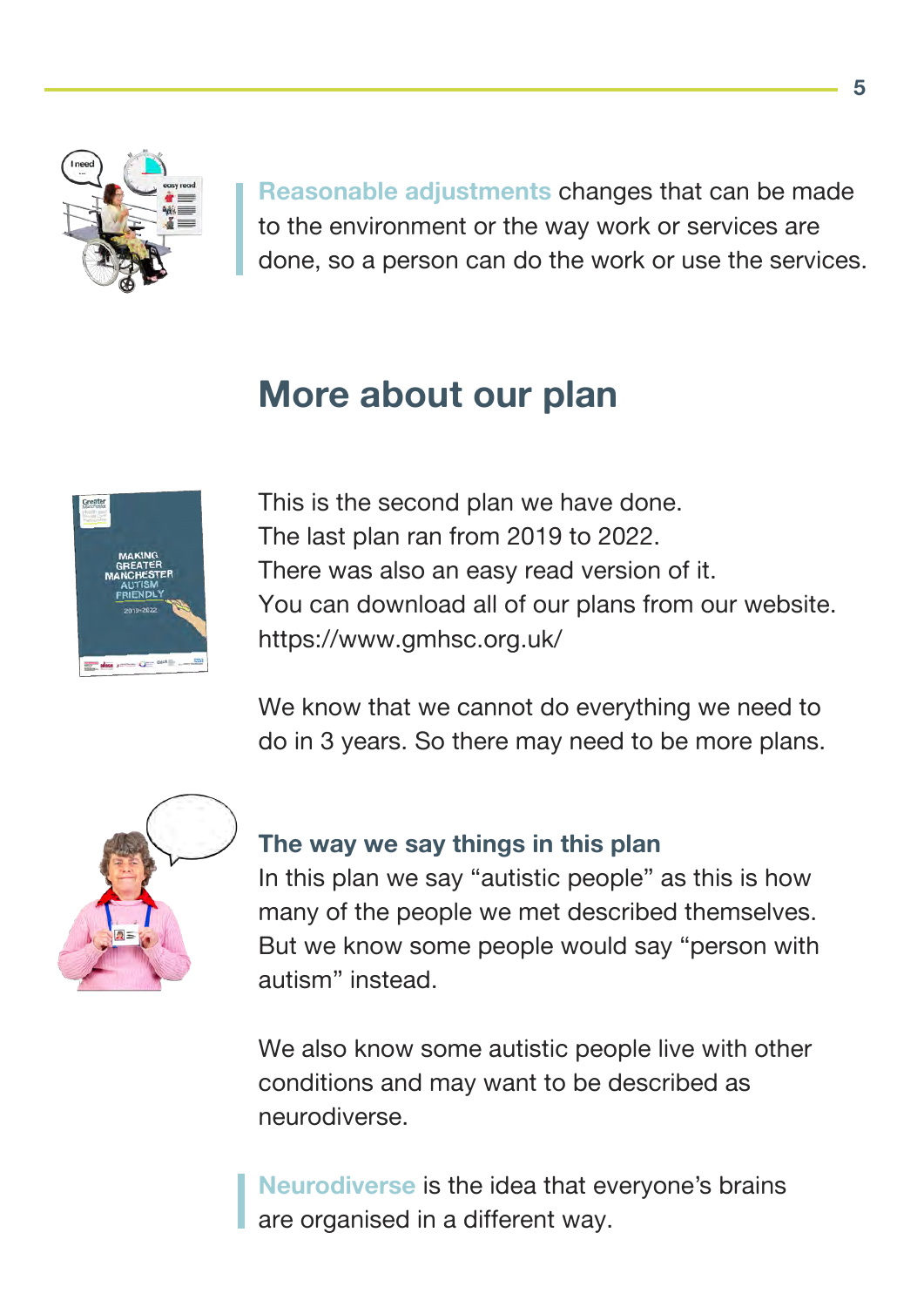**Reasonable adjustments** changes that can be made to the environment or the way work or services are done, so a person can do the work or use the services.

## More about our plan

This is the second plan we have done.
The last plan ran from 2019 to 2022.
There was also an easy read version of it.
You can download all of our plans from our website.
https://www.gmhsc.org.uk/

We know that we cannot do everything we need to do in 3 years. So there may need to be more plans.

### The way we say things in this plan

In this plan we say "autistic people" as this is how many of the people we met described themselves. But we know some people would say "person with autism" instead.

We also know some autistic people live with other conditions and may want to be described as neurodiverse.

**Neurodiverse** is the idea that everyone's brains are organised in a different way.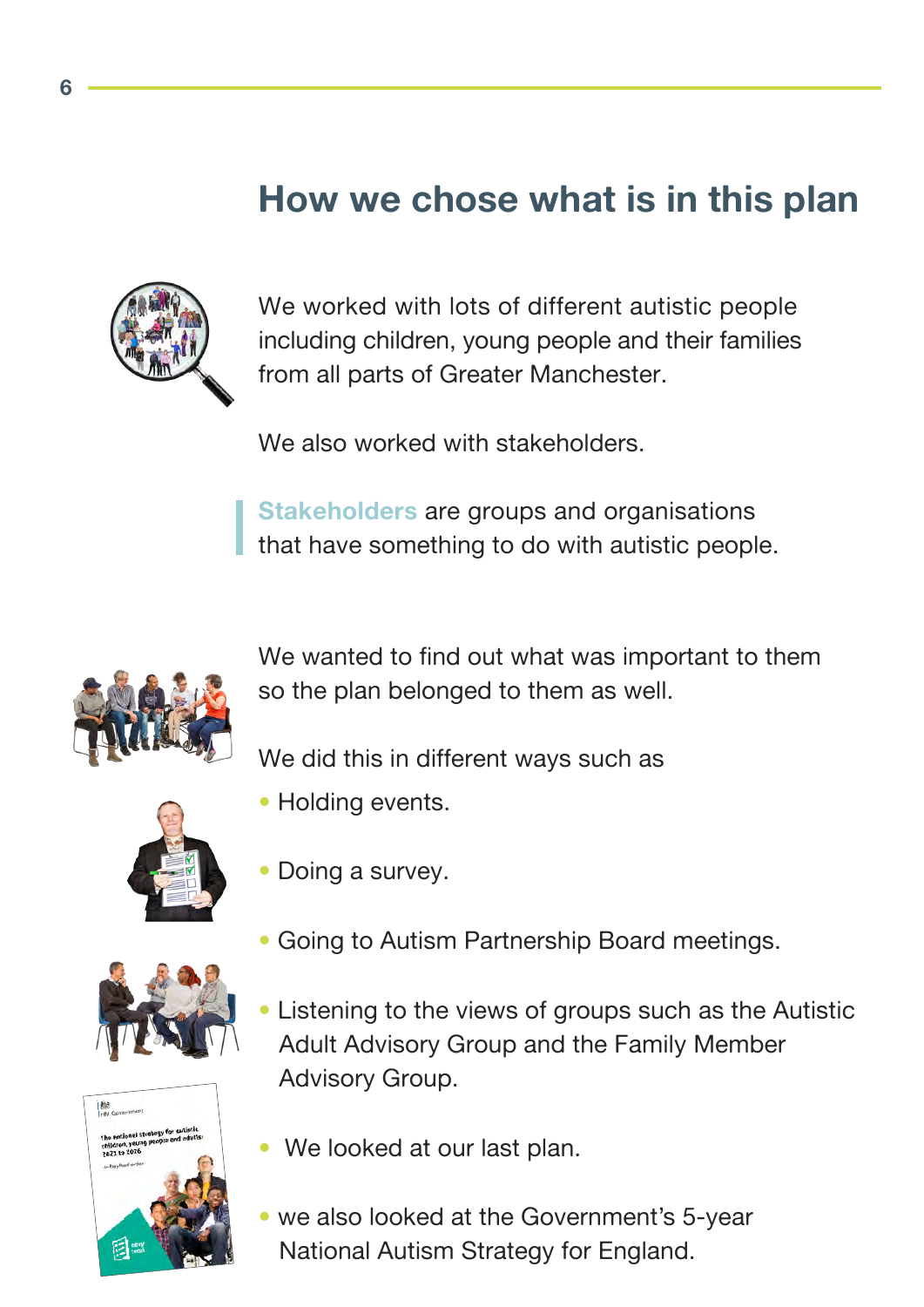## How we chose what is in this plan

We worked with lots of different autistic people including children, young people and their families from all parts of Greater Manchester.

We also worked with stakeholders.

> **Stakeholders** are groups and organisations that have something to do with autistic people.

We wanted to find out what was important to them so the plan belonged to them as well.

We did this in different ways such as

- Holding events.
- Doing a survey.
- Going to Autism Partnership Board meetings.
- Listening to the views of groups such as the Autistic Adult Advisory Group and the Family Member Advisory Group.
- We looked at our last plan.
- we also looked at the Government's 5-year National Autism Strategy for England.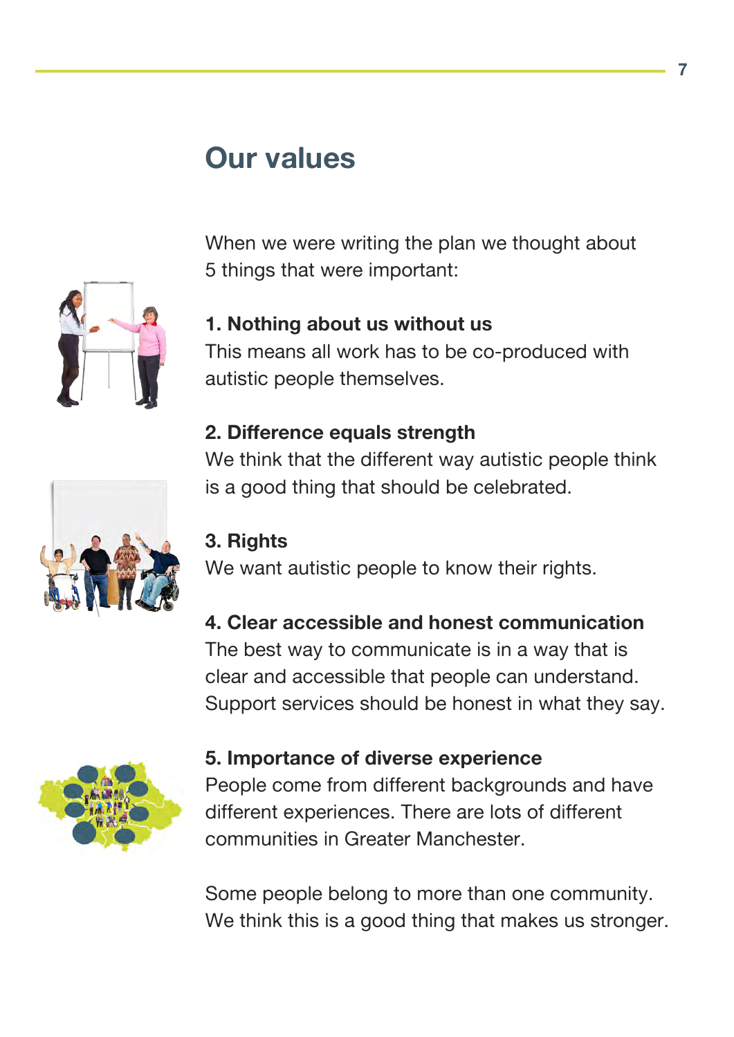## Our values

When we were writing the plan we thought about 5 things that were important:

**1. Nothing about us without us**
This means all work has to be co-produced with autistic people themselves.

**2. Difference equals strength**
We think that the different way autistic people think is a good thing that should be celebrated.

**3. Rights**
We want autistic people to know their rights.

**4. Clear accessible and honest communication**
The best way to communicate is in a way that is clear and accessible that people can understand. Support services should be honest in what they say.

**5. Importance of diverse experience**
People come from different backgrounds and have different experiences. There are lots of different communities in Greater Manchester.

Some people belong to more than one community. We think this is a good thing that makes us stronger.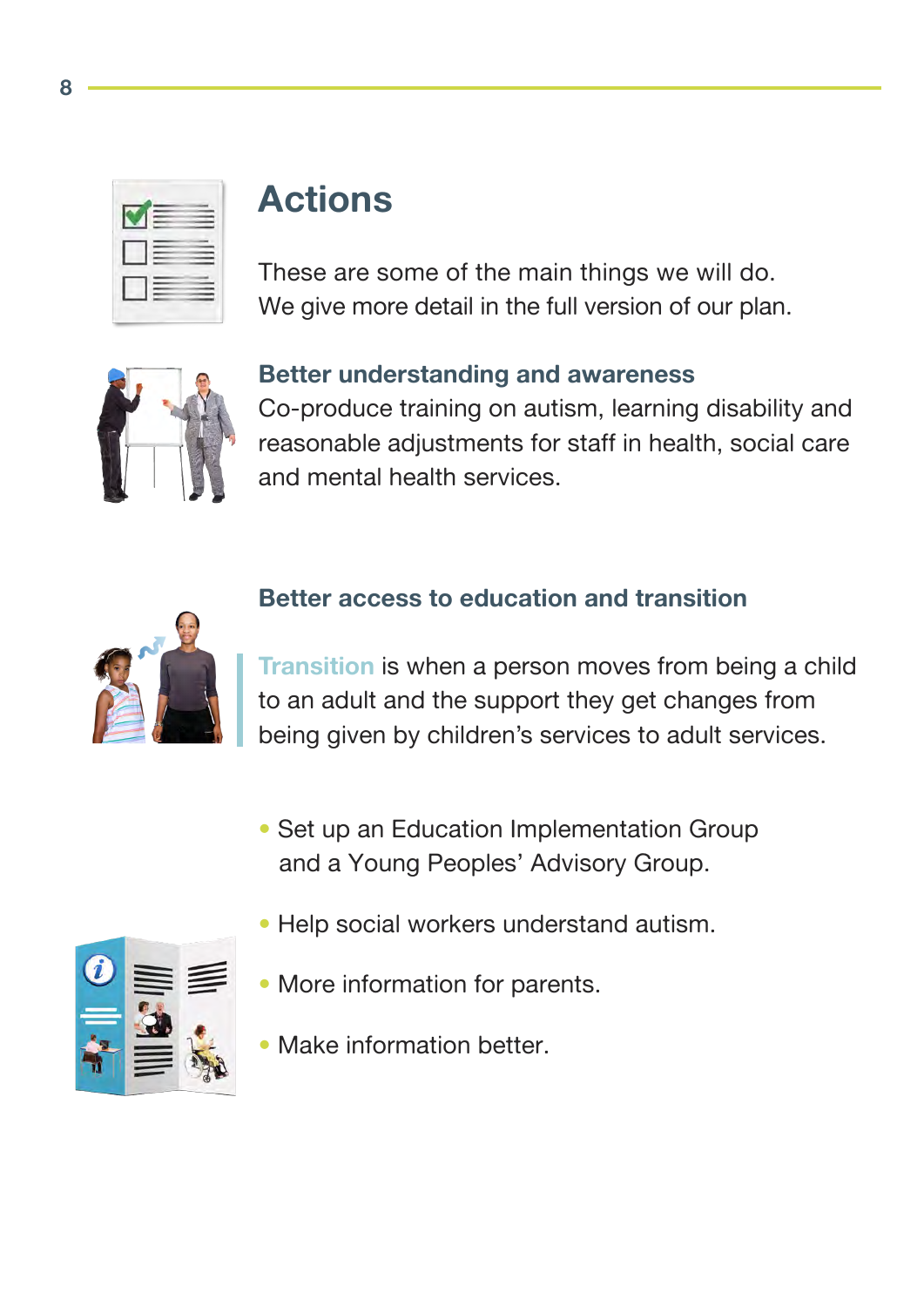# Actions

These are some of the main things we will do.
We give more detail in the full version of our plan.

### Better understanding and awareness

Co-produce training on autism, learning disability and reasonable adjustments for staff in health, social care and mental health services.

### Better access to education and transition

**Transition** is when a person moves from being a child to an adult and the support they get changes from being given by children's services to adult services.

- Set up an Education Implementation Group and a Young Peoples' Advisory Group.
- Help social workers understand autism.
- More information for parents.
- Make information better.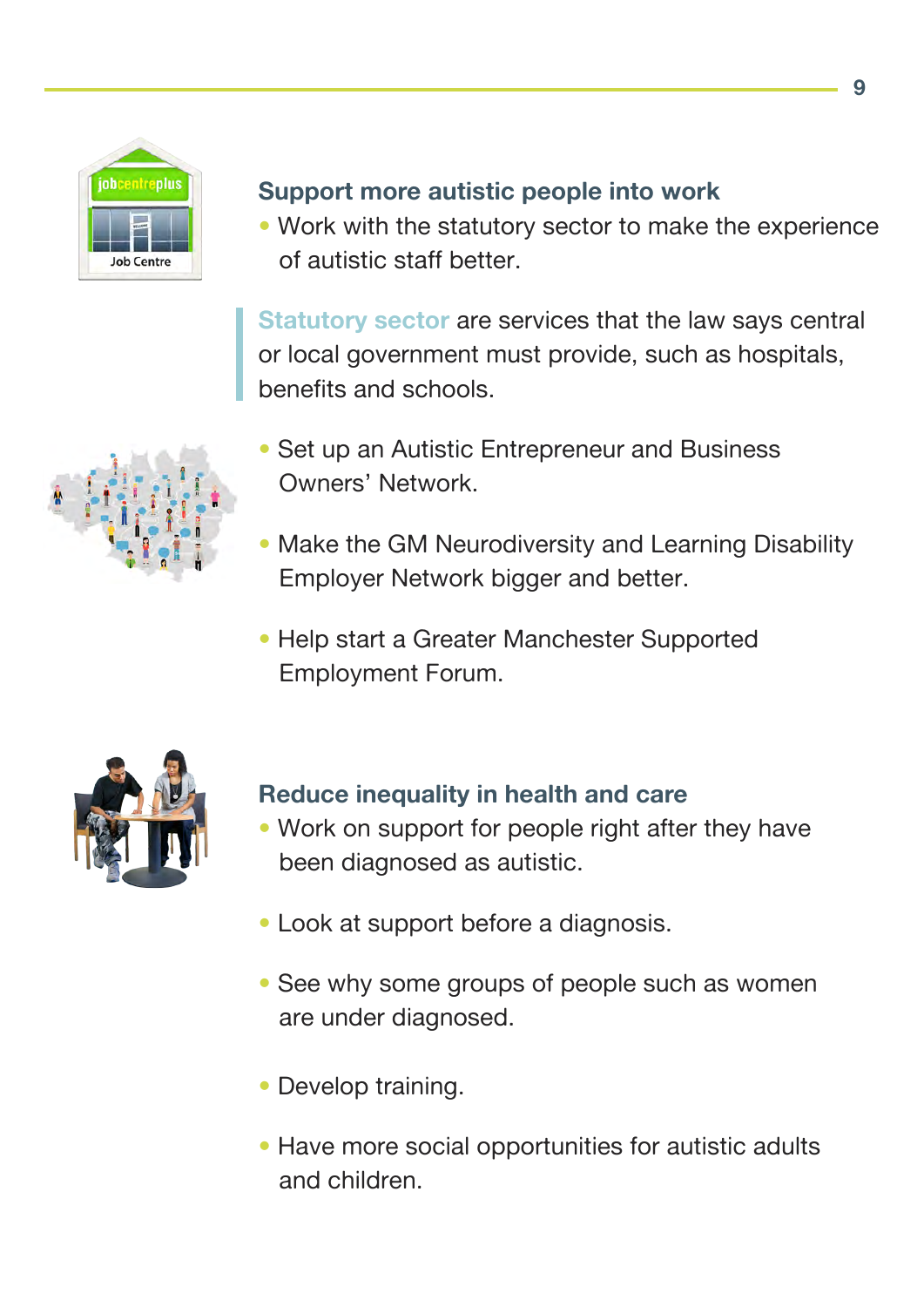## Support more autistic people into work

- Work with the statutory sector to make the experience of autistic staff better.

> **Statutory sector** are services that the law says central or local government must provide, such as hospitals, benefits and schools.

- Set up an Autistic Entrepreneur and Business Owners' Network.
- Make the GM Neurodiversity and Learning Disability Employer Network bigger and better.
- Help start a Greater Manchester Supported Employment Forum.

## Reduce inequality in health and care

- Work on support for people right after they have been diagnosed as autistic.
- Look at support before a diagnosis.
- See why some groups of people such as women are under diagnosed.
- Develop training.
- Have more social opportunities for autistic adults and children.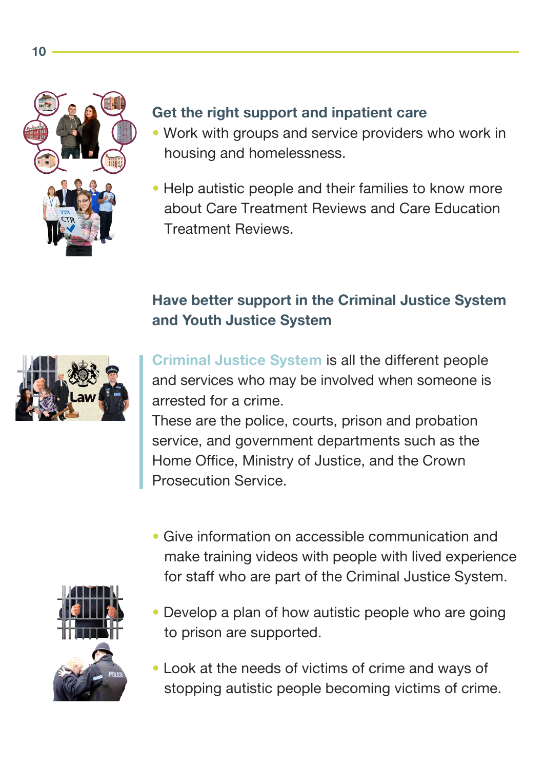## Get the right support and inpatient care

- Work with groups and service providers who work in housing and homelessness.
- Help autistic people and their families to know more about Care Treatment Reviews and Care Education Treatment Reviews.

## Have better support in the Criminal Justice System and Youth Justice System

**Criminal Justice System** is all the different people and services who may be involved when someone is arrested for a crime.
These are the police, courts, prison and probation service, and government departments such as the Home Office, Ministry of Justice, and the Crown Prosecution Service.

- Give information on accessible communication and make training videos with people with lived experience for staff who are part of the Criminal Justice System.
- Develop a plan of how autistic people who are going to prison are supported.
- Look at the needs of victims of crime and ways of stopping autistic people becoming victims of crime.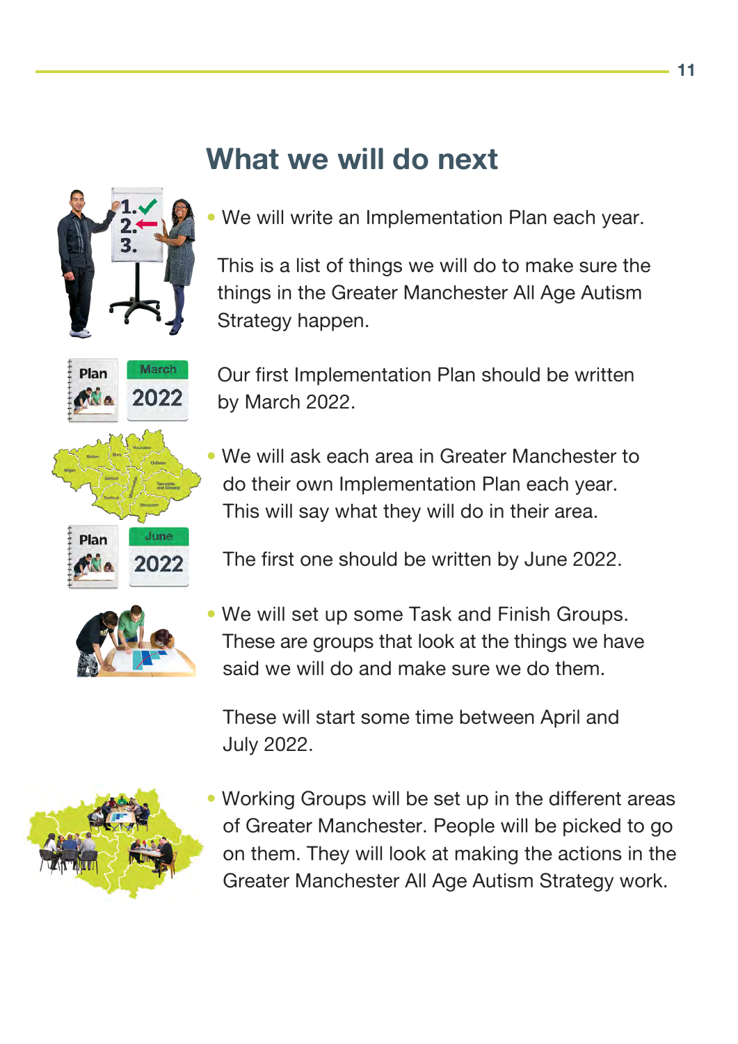## What we will do next

- We will write an Implementation Plan each year.

  This is a list of things we will do to make sure the things in the Greater Manchester All Age Autism Strategy happen.

  Our first Implementation Plan should be written by March 2022.

- We will ask each area in Greater Manchester to do their own Implementation Plan each year. This will say what they will do in their area.

  The first one should be written by June 2022.

- We will set up some Task and Finish Groups. These are groups that look at the things we have said we will do and make sure we do them.

  These will start some time between April and July 2022.

- Working Groups will be set up in the different areas of Greater Manchester. People will be picked to go on them. They will look at making the actions in the Greater Manchester All Age Autism Strategy work.